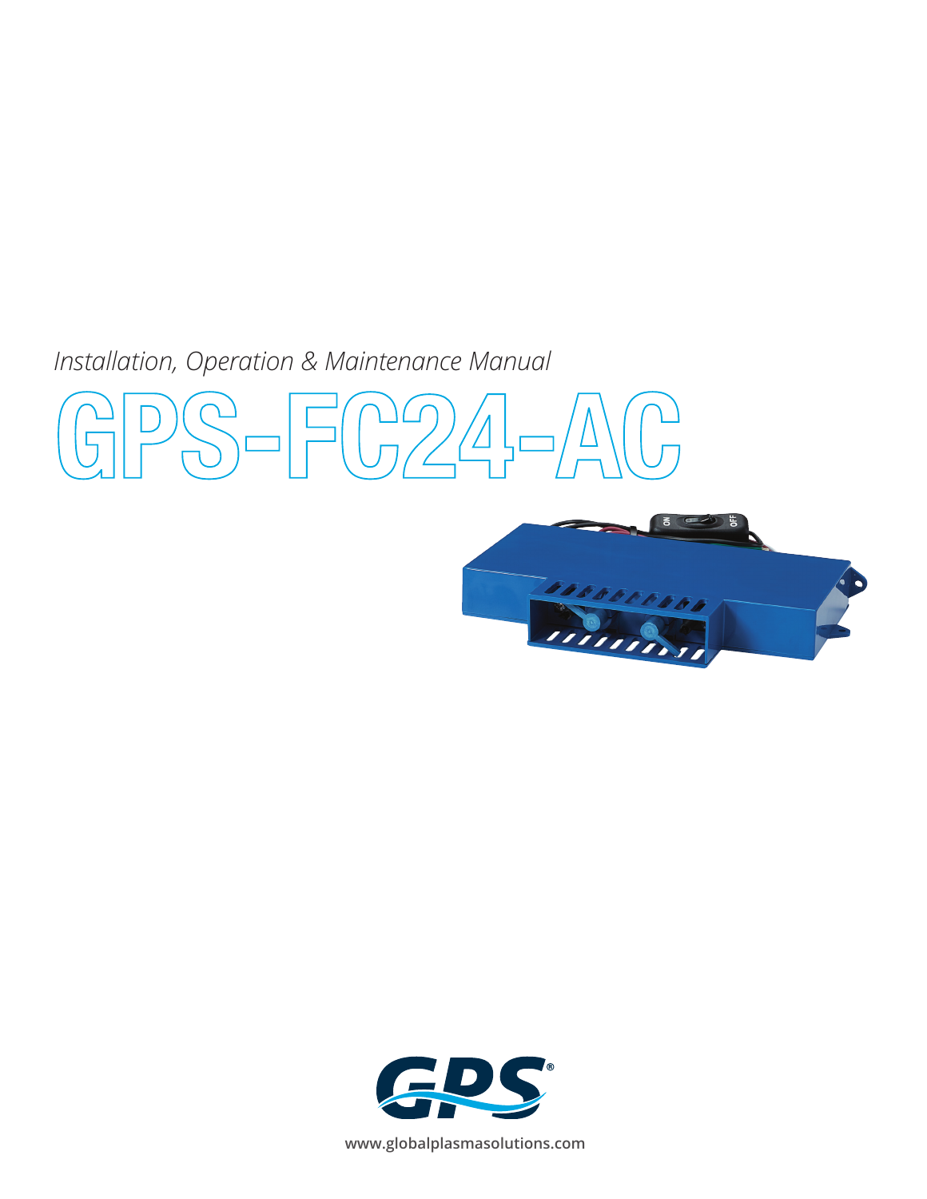*Installation, Operation & Maintenance Manual*

# GPS-FC24-AC

www.globalplasmasolutions.com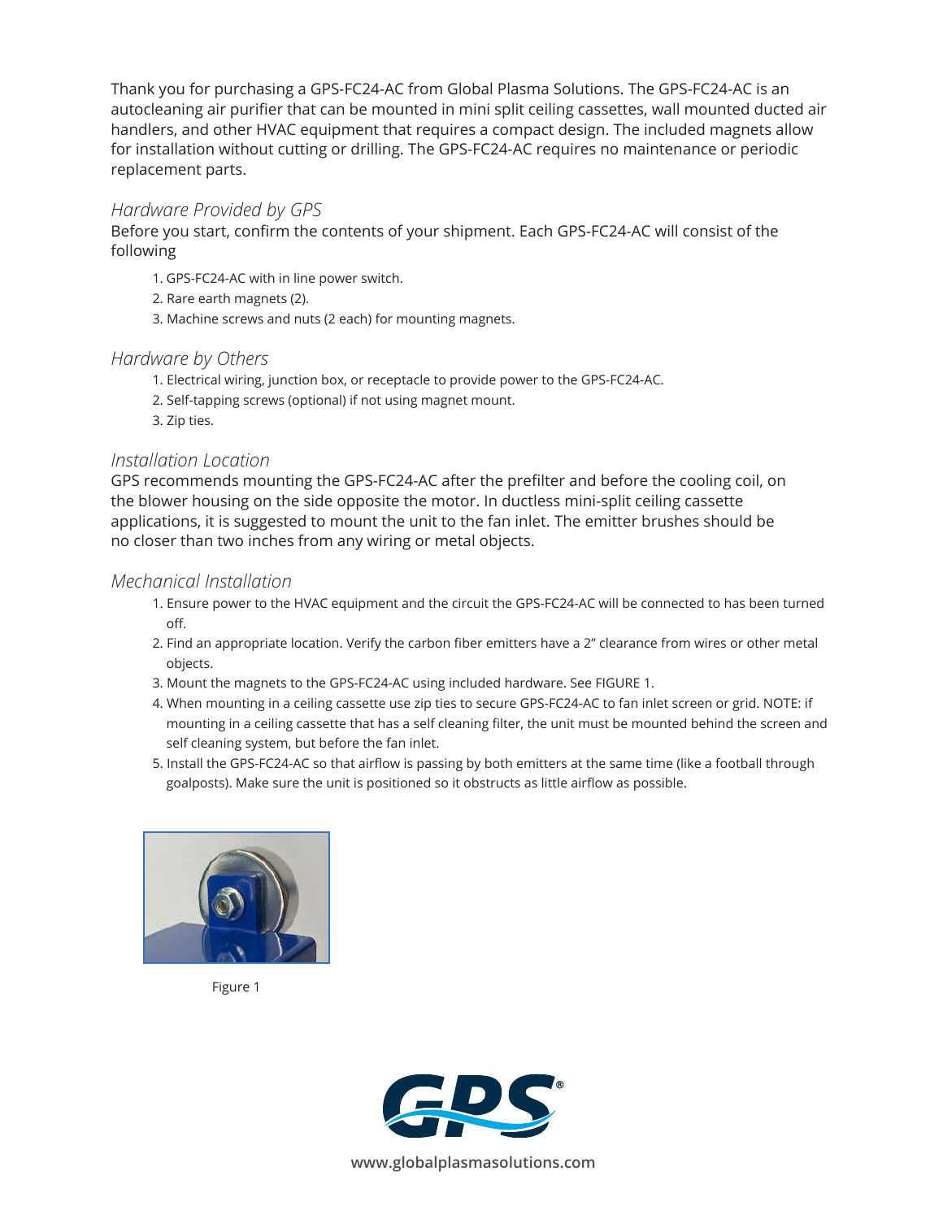Thank you for purchasing a GPS-FC24-AC from Global Plasma Solutions. The GPS-FC24-AC is an autocleaning air purifier that can be mounted in mini split ceiling cassettes, wall mounted ducted air handlers, and other HVAC equipment that requires a compact design. The included magnets allow for installation without cutting or drilling. The GPS-FC24-AC requires no maintenance or periodic replacement parts.

## *Hardware Provided by GPS*

Before you start, confirm the contents of your shipment. Each GPS-FC24-AC will consist of the following

1. GPS-FC24-AC with in line power switch.
2. Rare earth magnets (2).
3. Machine screws and nuts (2 each) for mounting magnets.

## *Hardware by Others*

1. Electrical wiring, junction box, or receptacle to provide power to the GPS-FC24-AC.
2. Self-tapping screws (optional) if not using magnet mount.
3. Zip ties.

## *Installation Location*

GPS recommends mounting the GPS-FC24-AC after the prefilter and before the cooling coil, on the blower housing on the side opposite the motor. In ductless mini-split ceiling cassette applications, it is suggested to mount the unit to the fan inlet. The emitter brushes should be no closer than two inches from any wiring or metal objects.

## *Mechanical Installation*

1. Ensure power to the HVAC equipment and the circuit the GPS-FC24-AC will be connected to has been turned off.
2. Find an appropriate location. Verify the carbon fiber emitters have a 2" clearance from wires or other metal objects.
3. Mount the magnets to the GPS-FC24-AC using included hardware. See FIGURE 1.
4. When mounting in a ceiling cassette use zip ties to secure GPS-FC24-AC to fan inlet screen or grid. NOTE: if mounting in a ceiling cassette that has a self cleaning filter, the unit must be mounted behind the screen and self cleaning system, but before the fan inlet.
5. Install the GPS-FC24-AC so that airflow is passing by both emitters at the same time (like a football through goalposts). Make sure the unit is positioned so it obstructs as little airflow as possible.

Figure 1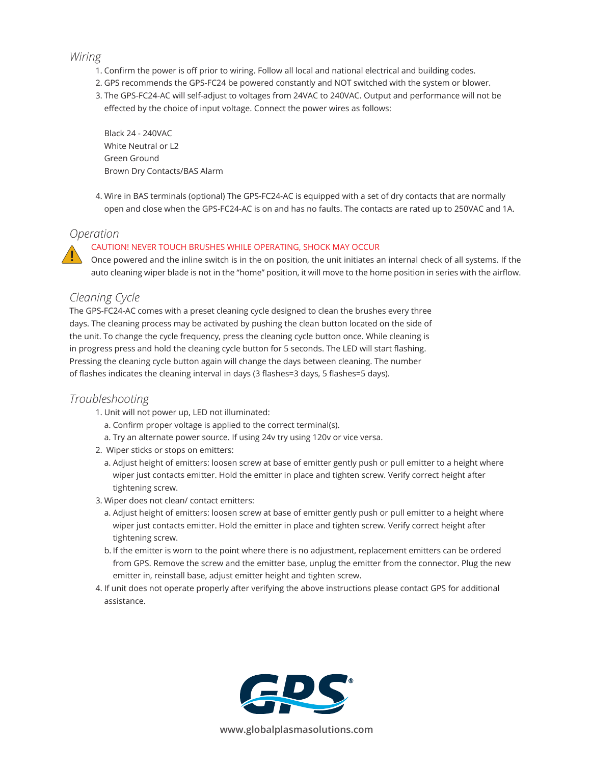## *Wiring*

1. Confirm the power is off prior to wiring. Follow all local and national electrical and building codes.
2. GPS recommends the GPS-FC24 be powered constantly and NOT switched with the system or blower.
3. The GPS-FC24-AC will self-adjust to voltages from 24VAC to 240VAC. Output and performance will not be effected by the choice of input voltage. Connect the power wires as follows:

   Black 24 - 240VAC
   White Neutral or L2
   Green Ground
   Brown Dry Contacts/BAS Alarm

4. Wire in BAS terminals (optional) The GPS-FC24-AC is equipped with a set of dry contacts that are normally open and close when the GPS-FC24-AC is on and has no faults. The contacts are rated up to 250VAC and 1A.

## *Operation*

CAUTION! NEVER TOUCH BRUSHES WHILE OPERATING, SHOCK MAY OCCUR

Once powered and the inline switch is in the on position, the unit initiates an internal check of all systems. If the auto cleaning wiper blade is not in the "home" position, it will move to the home position in series with the airflow.

## *Cleaning Cycle*

The GPS-FC24-AC comes with a preset cleaning cycle designed to clean the brushes every three days. The cleaning process may be activated by pushing the clean button located on the side of the unit. To change the cycle frequency, press the cleaning cycle button once. While cleaning is in progress press and hold the cleaning cycle button for 5 seconds. The LED will start flashing. Pressing the cleaning cycle button again will change the days between cleaning. The number of flashes indicates the cleaning interval in days (3 flashes=3 days, 5 flashes=5 days).

## *Troubleshooting*

1. Unit will not power up, LED not illuminated:
   a. Confirm proper voltage is applied to the correct terminal(s).
   a. Try an alternate power source. If using 24v try using 120v or vice versa.
2. Wiper sticks or stops on emitters:
   a. Adjust height of emitters: loosen screw at base of emitter gently push or pull emitter to a height where wiper just contacts emitter. Hold the emitter in place and tighten screw. Verify correct height after tightening screw.
3. Wiper does not clean/ contact emitters:
   a. Adjust height of emitters: loosen screw at base of emitter gently push or pull emitter to a height where wiper just contacts emitter. Hold the emitter in place and tighten screw. Verify correct height after tightening screw.
   b. If the emitter is worn to the point where there is no adjustment, replacement emitters can be ordered from GPS. Remove the screw and the emitter base, unplug the emitter from the connector. Plug the new emitter in, reinstall base, adjust emitter height and tighten screw.
4. If unit does not operate properly after verifying the above instructions please contact GPS for additional assistance.

GPS®

www.globalplasmasolutions.com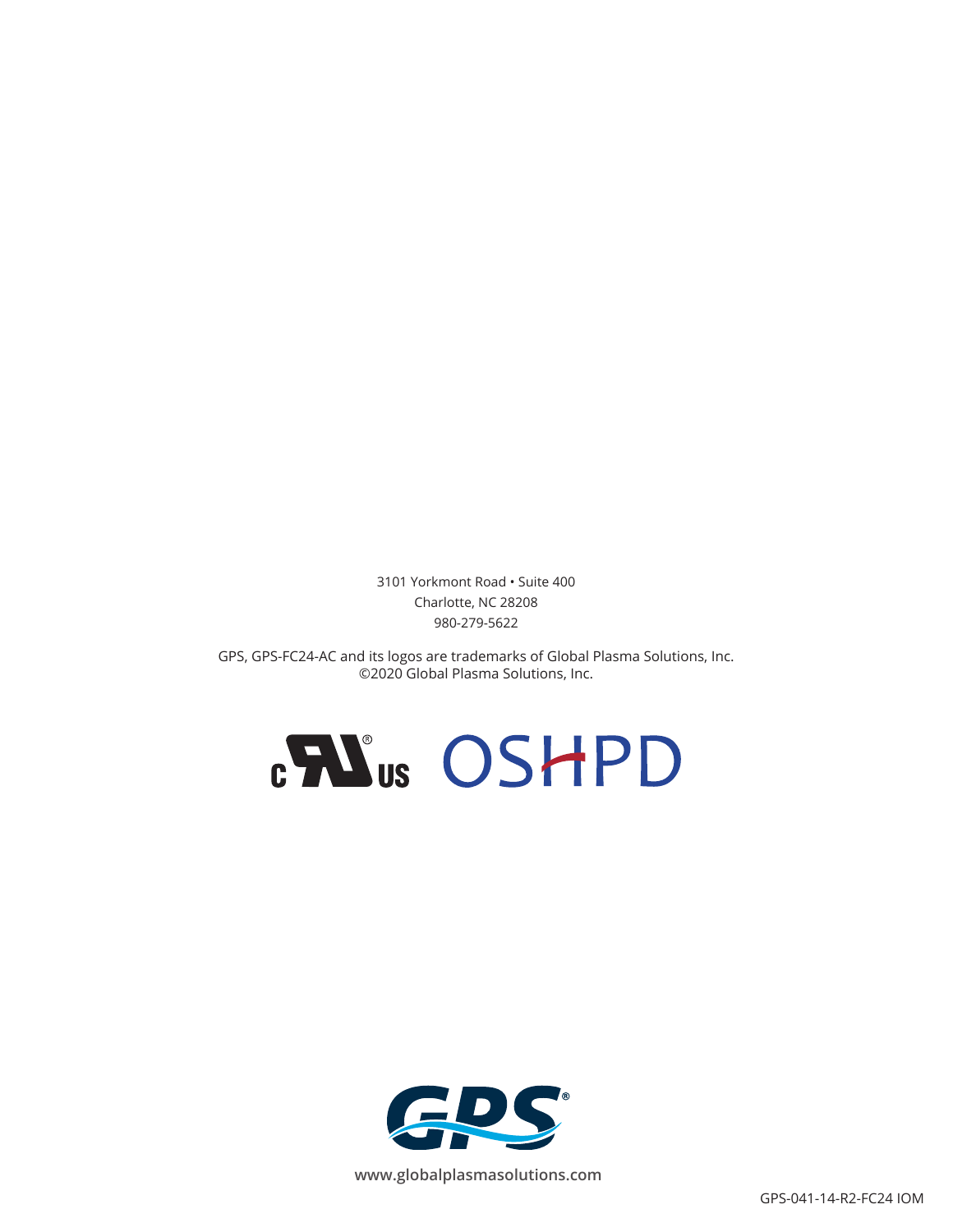3101 Yorkmont Road • Suite 400
Charlotte, NC 28208
980-279-5622

GPS, GPS-FC24-AC and its logos are trademarks of Global Plasma Solutions, Inc.
©2020 Global Plasma Solutions, Inc.

c UL US OSHPD

GPS®

www.globalplasmasolutions.com

GPS-041-14-R2-FC24 IOM